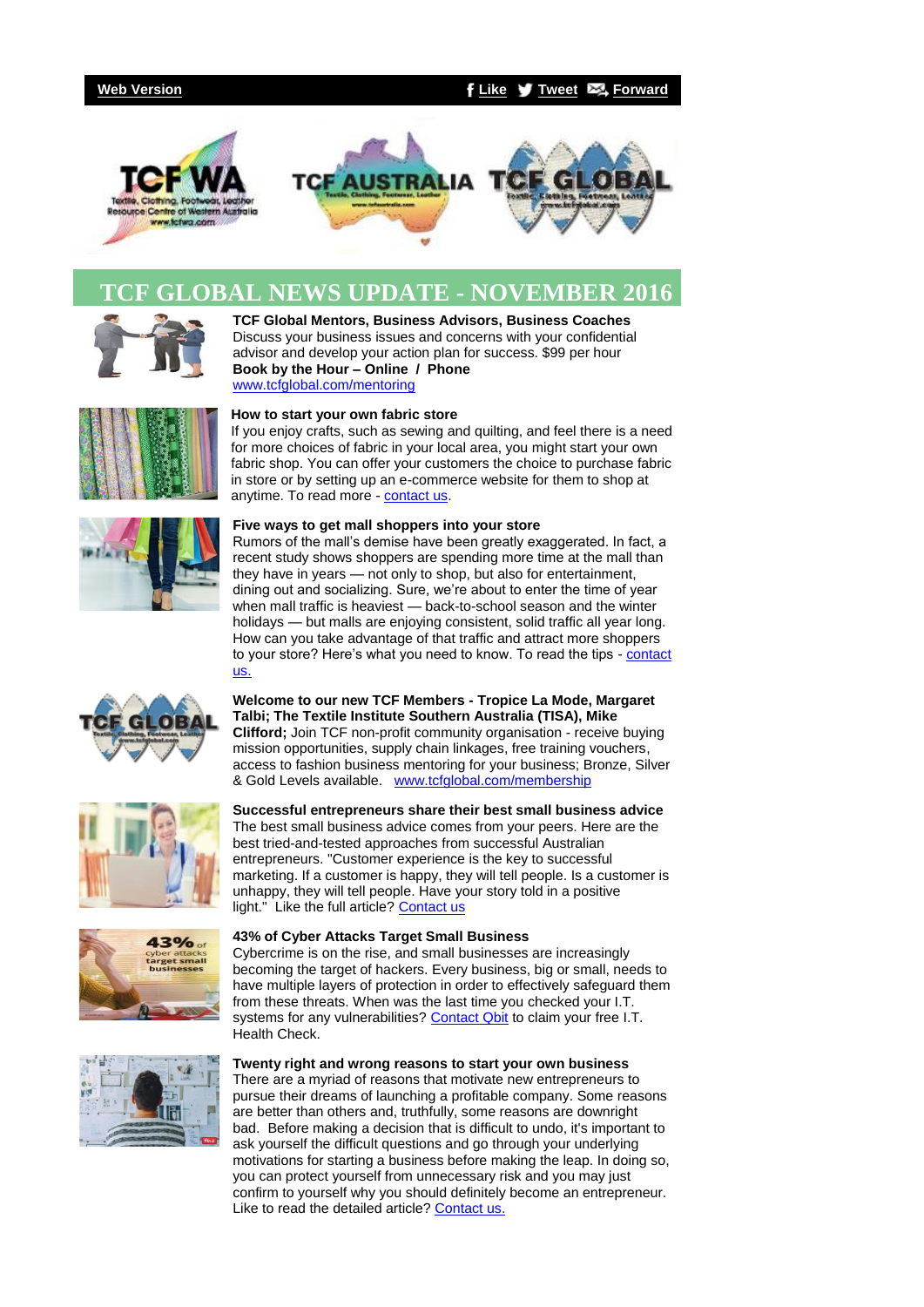Web Version | Like | Tweet | Forward

# TCF GLOBAL NEWS UPDATE - NOVEMBER 2016

**TCF Global Mentors, Business Advisors, Business Coaches**
Discuss your business issues and concerns with your confidential advisor and develop your action plan for success. $99 per hour
**Book by the Hour – Online / Phone**
www.tcfglobal.com/mentoring

**How to start your own fabric store**
If you enjoy crafts, such as sewing and quilting, and feel there is a need for more choices of fabric in your local area, you might start your own fabric shop. You can offer your customers the choice to purchase fabric in store or by setting up an e-commerce website for them to shop at anytime. To read more - contact us.

**Five ways to get mall shoppers into your store**
Rumors of the mall's demise have been greatly exaggerated. In fact, a recent study shows shoppers are spending more time at the mall than they have in years — not only to shop, but also for entertainment, dining out and socializing. Sure, we're about to enter the time of year when mall traffic is heaviest — back-to-school season and the winter holidays — but malls are enjoying consistent, solid traffic all year long. How can you take advantage of that traffic and attract more shoppers to your store? Here's what you need to know. To read the tips - contact us.

**Welcome to our new TCF Members - Tropice La Mode, Margaret Talbi; The Textile Institute Southern Australia (TISA), Mike Clifford;** Join TCF non-profit community organisation - receive buying mission opportunities, supply chain linkages, free training vouchers, access to fashion business mentoring for your business; Bronze, Silver & Gold Levels available. www.tcfglobal.com/membership

**Successful entrepreneurs share their best small business advice**
The best small business advice comes from your peers. Here are the best tried-and-tested approaches from successful Australian entrepreneurs. "Customer experience is the key to successful marketing. If a customer is happy, they will tell people. Is a customer is unhappy, they will tell people. Have your story told in a positive light." Like the full article? Contact us

**43% of Cyber Attacks Target Small Business**
Cybercrime is on the rise, and small businesses are increasingly becoming the target of hackers. Every business, big or small, needs to have multiple layers of protection in order to effectively safeguard them from these threats. When was the last time you checked your I.T. systems for any vulnerabilities? Contact Qbit to claim your free I.T. Health Check.

**Twenty right and wrong reasons to start your own business**
There are a myriad of reasons that motivate new entrepreneurs to pursue their dreams of launching a profitable company. Some reasons are better than others and, truthfully, some reasons are downright bad. Before making a decision that is difficult to undo, it's important to ask yourself the difficult questions and go through your underlying motivations for starting a business before making the leap. In doing so, you can protect yourself from unnecessary risk and you may just confirm to yourself why you should definitely become an entrepreneur. Like to read the detailed article? Contact us.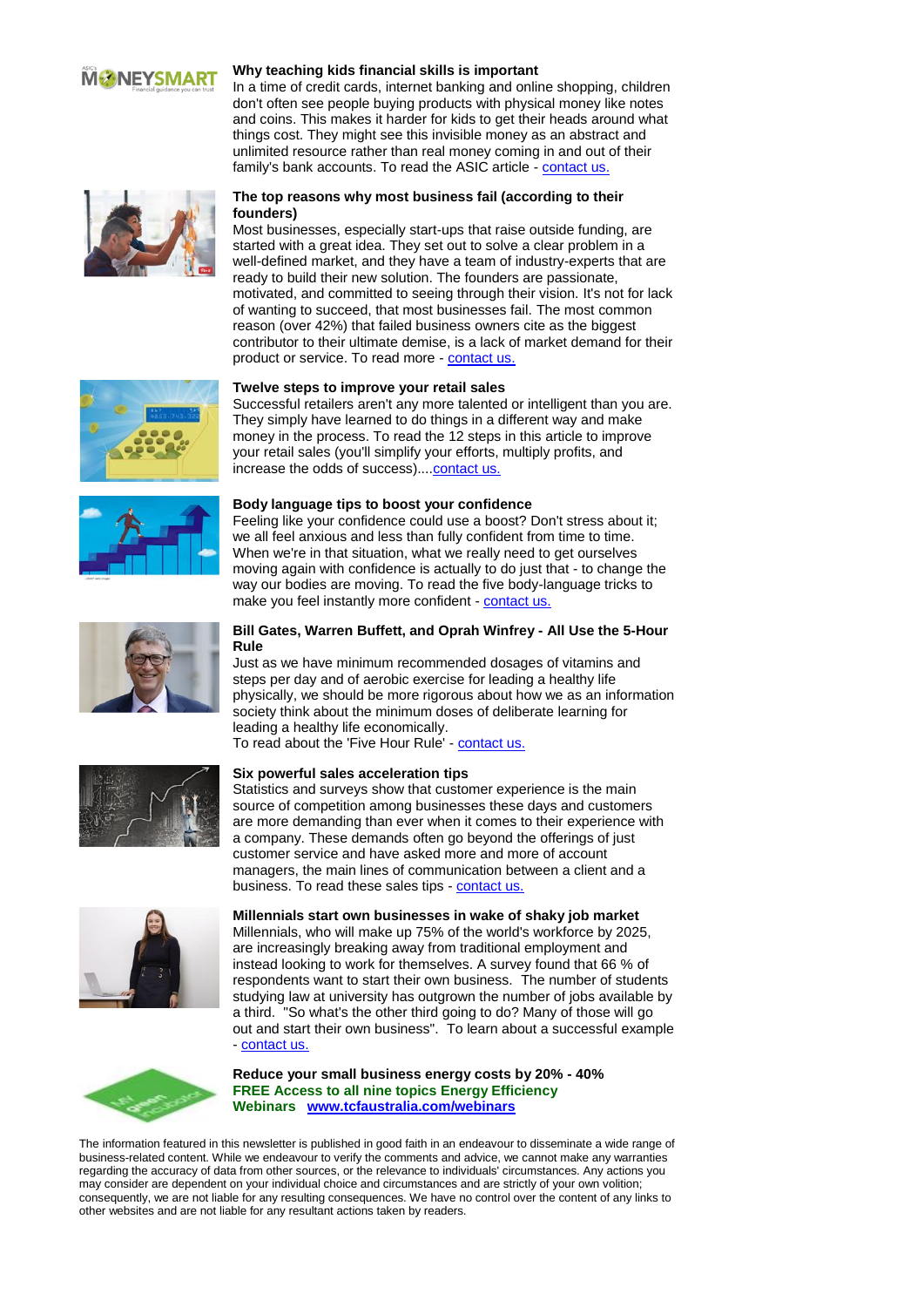**Why teaching kids financial skills is important**

In a time of credit cards, internet banking and online shopping, children don't often see people buying products with physical money like notes and coins. This makes it harder for kids to get their heads around what things cost. They might see this invisible money as an abstract and unlimited resource rather than real money coming in and out of their family's bank accounts. To read the ASIC article - contact us.

**The top reasons why most business fail (according to their founders)**

Most businesses, especially start-ups that raise outside funding, are started with a great idea. They set out to solve a clear problem in a well-defined market, and they have a team of industry-experts that are ready to build their new solution. The founders are passionate, motivated, and committed to seeing through their vision. It's not for lack of wanting to succeed, that most businesses fail. The most common reason (over 42%) that failed business owners cite as the biggest contributor to their ultimate demise, is a lack of market demand for their product or service. To read more - contact us.

**Twelve steps to improve your retail sales**

Successful retailers aren't any more talented or intelligent than you are. They simply have learned to do things in a different way and make money in the process. To read the 12 steps in this article to improve your retail sales (you'll simplify your efforts, multiply profits, and increase the odds of success)....contact us.

**Body language tips to boost your confidence**

Feeling like your confidence could use a boost? Don't stress about it; we all feel anxious and less than fully confident from time to time. When we're in that situation, what we really need to get ourselves moving again with confidence is actually to do just that - to change the way our bodies are moving. To read the five body-language tricks to make you feel instantly more confident - contact us.

**Bill Gates, Warren Buffett, and Oprah Winfrey - All Use the 5-Hour Rule**

Just as we have minimum recommended dosages of vitamins and steps per day and of aerobic exercise for leading a healthy life physically, we should be more rigorous about how we as an information society think about the minimum doses of deliberate learning for leading a healthy life economically.
To read about the 'Five Hour Rule' - contact us.

**Six powerful sales acceleration tips**

Statistics and surveys show that customer experience is the main source of competition among businesses these days and customers are more demanding than ever when it comes to their experience with a company. These demands often go beyond the offerings of just customer service and have asked more and more of account managers, the main lines of communication between a client and a business. To read these sales tips - contact us.

**Millennials start own businesses in wake of shaky job market**

Millennials, who will make up 75% of the world's workforce by 2025, are increasingly breaking away from traditional employment and instead looking to work for themselves. A survey found that 66 % of respondents want to start their own business. The number of students studying law at university has outgrown the number of jobs available by a third. "So what's the other third going to do? Many of those will go out and start their own business". To learn about a successful example - contact us.

**Reduce your small business energy costs by 20% - 40%**
**FREE Access to all nine topics Energy Efficiency Webinars www.tcfaustralia.com/webinars**

The information featured in this newsletter is published in good faith in an endeavour to disseminate a wide range of business-related content. While we endeavour to verify the comments and advice, we cannot make any warranties regarding the accuracy of data from other sources, or the relevance to individuals' circumstances. Any actions you may consider are dependent on your individual choice and circumstances and are strictly of your own volition; consequently, we are not liable for any resulting consequences. We have no control over the content of any links to other websites and are not liable for any resultant actions taken by readers.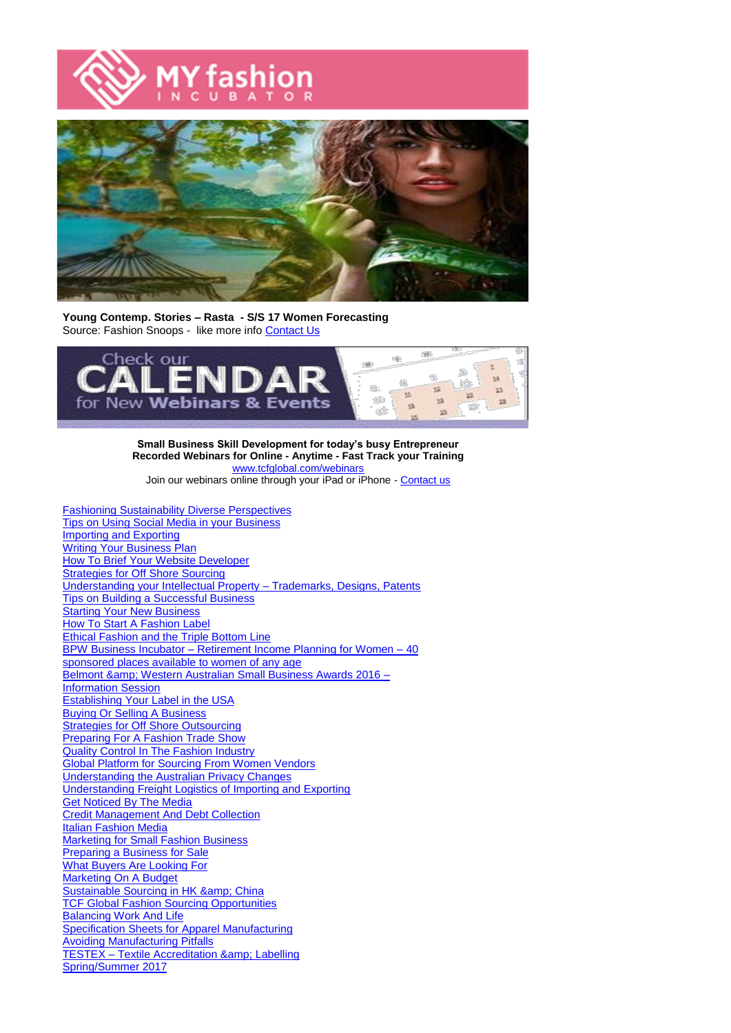**Young Contemp. Stories – Rasta - S/S 17 Women Forecasting**
Source: Fashion Snoops - like more info [Contact Us]

**Small Business Skill Development for today's busy Entrepreneur**
**Recorded Webinars for Online - Anytime - Fast Track your Training**
www.tcfglobal.com/webinars
Join our webinars online through your iPad or iPhone - [Contact us]

[Fashioning Sustainability Diverse Perspectives]
[Tips on Using Social Media in your Business]
[Importing and Exporting]
[Writing Your Business Plan]
[How To Brief Your Website Developer]
[Strategies for Off Shore Sourcing]
[Understanding your Intellectual Property – Trademarks, Designs, Patents]
[Tips on Building a Successful Business]
[Starting Your New Business]
[How To Start A Fashion Label]
[Ethical Fashion and the Triple Bottom Line]
[BPW Business Incubator – Retirement Income Planning for Women – 40 sponsored places available to women of any age]
[Belmont &amp; Western Australian Small Business Awards 2016 – Information Session]
[Establishing Your Label in the USA]
[Buying Or Selling A Business]
[Strategies for Off Shore Outsourcing]
[Preparing For A Fashion Trade Show]
[Quality Control In The Fashion Industry]
[Global Platform for Sourcing From Women Vendors]
[Understanding the Australian Privacy Changes]
[Understanding Freight Logistics of Importing and Exporting]
[Get Noticed By The Media]
[Credit Management And Debt Collection]
[Italian Fashion Media]
[Marketing for Small Fashion Business]
[Preparing a Business for Sale]
[What Buyers Are Looking For]
[Marketing On A Budget]
[Sustainable Sourcing in HK &amp; China]
[TCF Global Fashion Sourcing Opportunities]
[Balancing Work And Life]
[Specification Sheets for Apparel Manufacturing]
[Avoiding Manufacturing Pitfalls]
[TESTEX – Textile Accreditation &amp; Labelling]
[Spring/Summer 2017]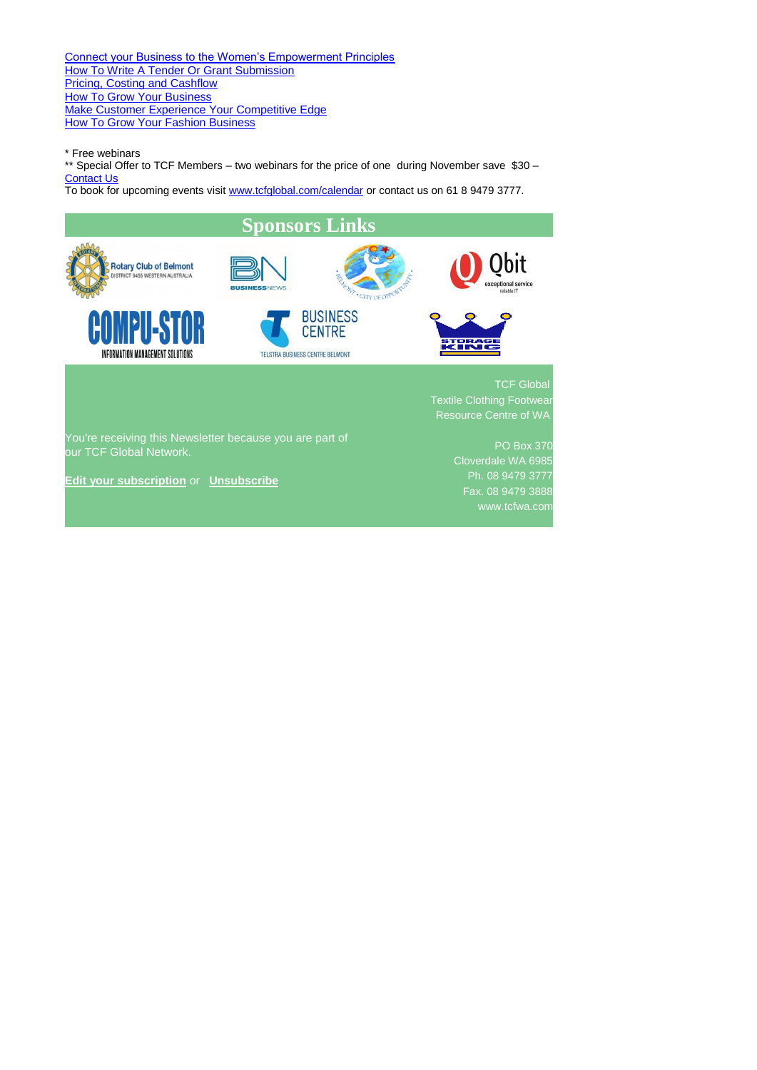Connect your Business to the Women's Empowerment Principles
How To Write A Tender Or Grant Submission
Pricing, Costing and Cashflow
How To Grow Your Business
Make Customer Experience Your Competitive Edge
How To Grow Your Fashion Business

* Free webinars
** Special Offer to TCF Members – two webinars for the price of one during November save $30 – Contact Us
To book for upcoming events visit www.tcfglobal.com/calendar or contact us on 61 8 9479 3777.

## Sponsors Links

Rotary Club of Belmont
DISTRICT 9455 WESTERN AUSTRALIA

BUSINESSNEWS

BELMONT • CITY OF OPPORTUNITY •

Qbit
exceptional service
reliable IT

COMPU-STOR
INFORMATION MANAGEMENT SOLUTIONS

BUSINESS CENTRE
TELSTRA BUSINESS CENTRE BELMONT

STORAGE KING

You're receiving this Newsletter because you are part of our TCF Global Network.

**Edit your subscription** or **Unsubscribe**

TCF Global
Textile Clothing Footwear
Resource Centre of WA

PO Box 370
Cloverdale WA 6985
Ph. 08 9479 3777
Fax. 08 9479 3888
www.tcfwa.com